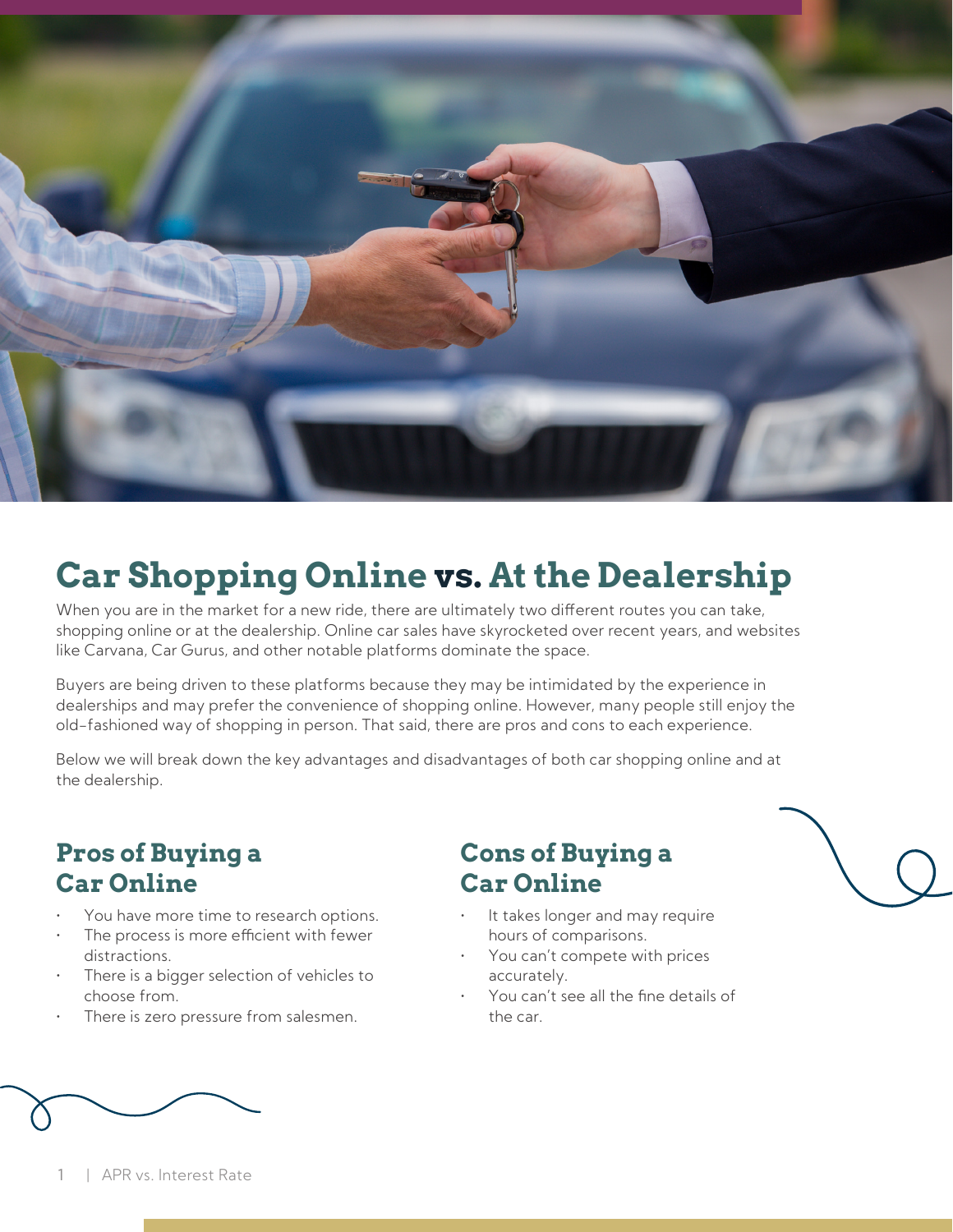# Car Shopping Online vs. At the Dealership

When you are in the market for a new ride, there are ultimately two different routes you can take, shopping online or at the dealership. Online car sales have skyrocketed over recent years, and websites like Carvana, Car Gurus, and other notable platforms dominate the space.

Buyers are being driven to these platforms because they may be intimidated by the experience in dealerships and may prefer the convenience of shopping online. However, many people still enjoy the old-fashioned way of shopping in person. That said, there are pros and cons to each experience.

Below we will break down the key advantages and disadvantages of both car shopping online and at the dealership.

## Pros of Buying a Car Online

- You have more time to research options.
- The process is more efficient with fewer distractions.
- There is a bigger selection of vehicles to choose from.
- There is zero pressure from salesmen.

## Cons of Buying a Car Online

- It takes longer and may require hours of comparisons.
- You can't compete with prices accurately.
- You can't see all the fine details of the car.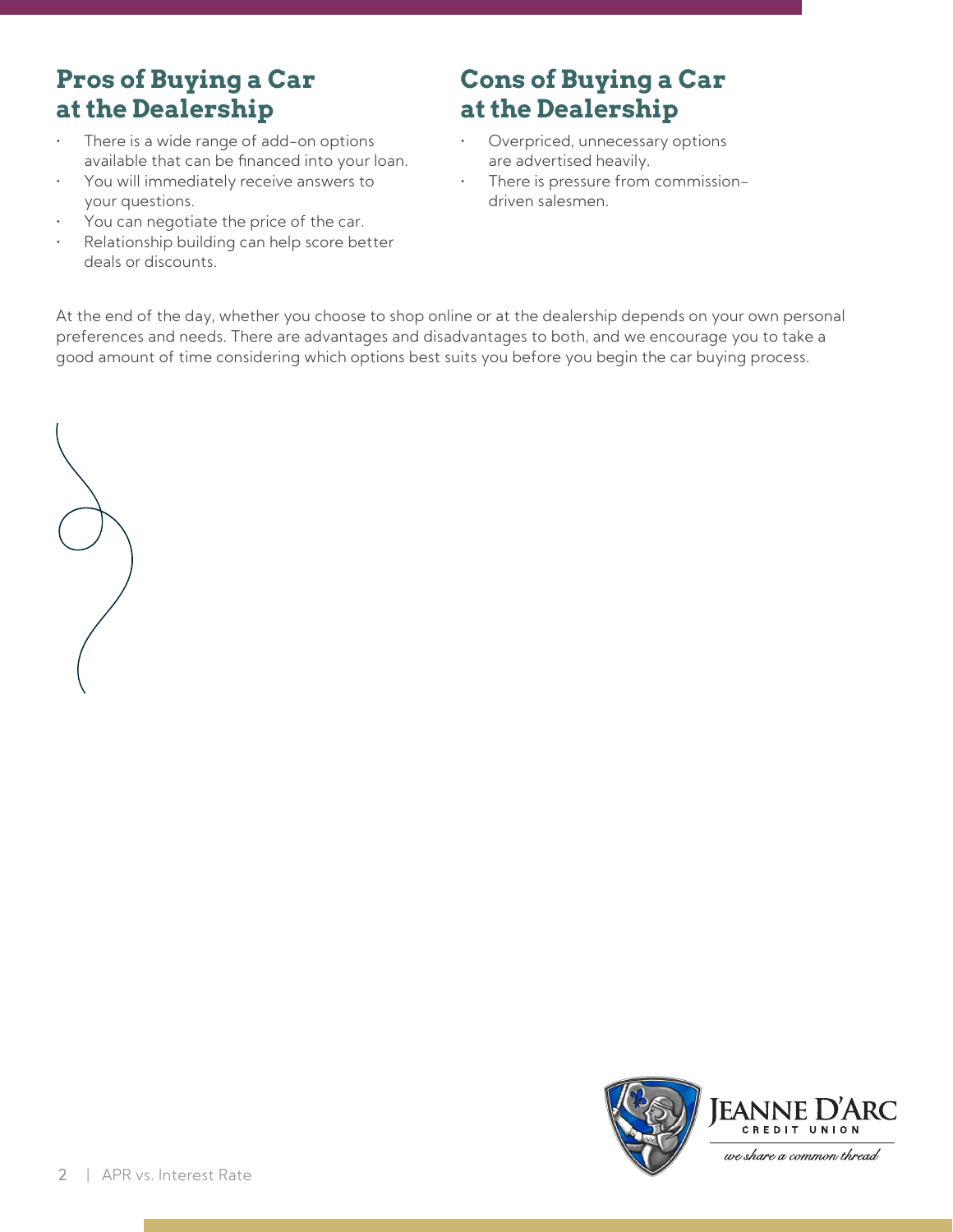## Pros of Buying a Car at the Dealership

- There is a wide range of add-on options available that can be financed into your loan.
- You will immediately receive answers to your questions.
- You can negotiate the price of the car.
- Relationship building can help score better deals or discounts.

## Cons of Buying a Car at the Dealership

- Overpriced, unnecessary options are advertised heavily.
- There is pressure from commission-driven salesmen.

At the end of the day, whether you choose to shop online or at the dealership depends on your own personal preferences and needs. There are advantages and disadvantages to both, and we encourage you to take a good amount of time considering which options best suits you before you begin the car buying process.

JEANNE D'ARC CREDIT UNION

*we share a common thread*